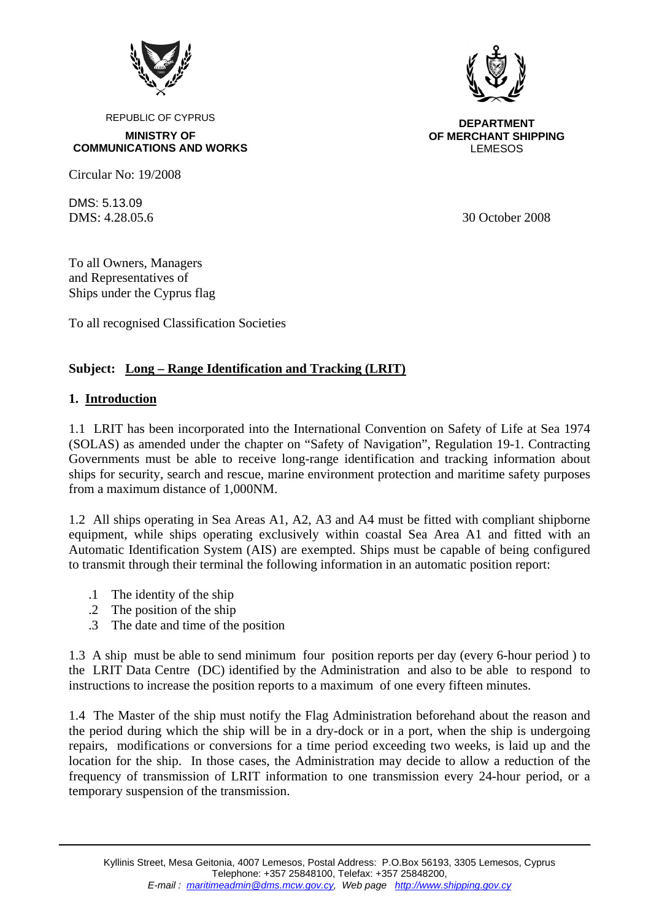REPUBLIC OF CYPRUS

**MINISTRY OF COMMUNICATIONS AND WORKS**

**DEPARTMENT OF MERCHANT SHIPPING**
LEMESOS

Circular No: 19/2008

DMS: 5.13.09
DMS: 4.28.05.6

30 October 2008

To all Owners, Managers
and Representatives of
Ships under the Cyprus flag

To all recognised Classification Societies

**Subject: Long – Range Identification and Tracking (LRIT)**

## 1. Introduction

1.1 LRIT has been incorporated into the International Convention on Safety of Life at Sea 1974 (SOLAS) as amended under the chapter on "Safety of Navigation", Regulation 19-1. Contracting Governments must be able to receive long-range identification and tracking information about ships for security, search and rescue, marine environment protection and maritime safety purposes from a maximum distance of 1,000NM.

1.2 All ships operating in Sea Areas A1, A2, A3 and A4 must be fitted with compliant shipborne equipment, while ships operating exclusively within coastal Sea Area A1 and fitted with an Automatic Identification System (AIS) are exempted. Ships must be capable of being configured to transmit through their terminal the following information in an automatic position report:

- .1 The identity of the ship
- .2 The position of the ship
- .3 The date and time of the position

1.3 A ship must be able to send minimum four position reports per day (every 6-hour period ) to the LRIT Data Centre (DC) identified by the Administration and also to be able to respond to instructions to increase the position reports to a maximum of one every fifteen minutes.

1.4 The Master of the ship must notify the Flag Administration beforehand about the reason and the period during which the ship will be in a dry-dock or in a port, when the ship is undergoing repairs, modifications or conversions for a time period exceeding two weeks, is laid up and the location for the ship. In those cases, the Administration may decide to allow a reduction of the frequency of transmission of LRIT information to one transmission every 24-hour period, or a temporary suspension of the transmission.

Kyllinis Street, Mesa Geitonia, 4007 Lemesos, Postal Address: P.O.Box 56193, 3305 Lemesos, Cyprus
Telephone: +357 25848100, Telefax: +357 25848200,
*E-mail : maritimeadmin@dms.mcw.gov.cy, Web page http://www.shipping.gov.cy*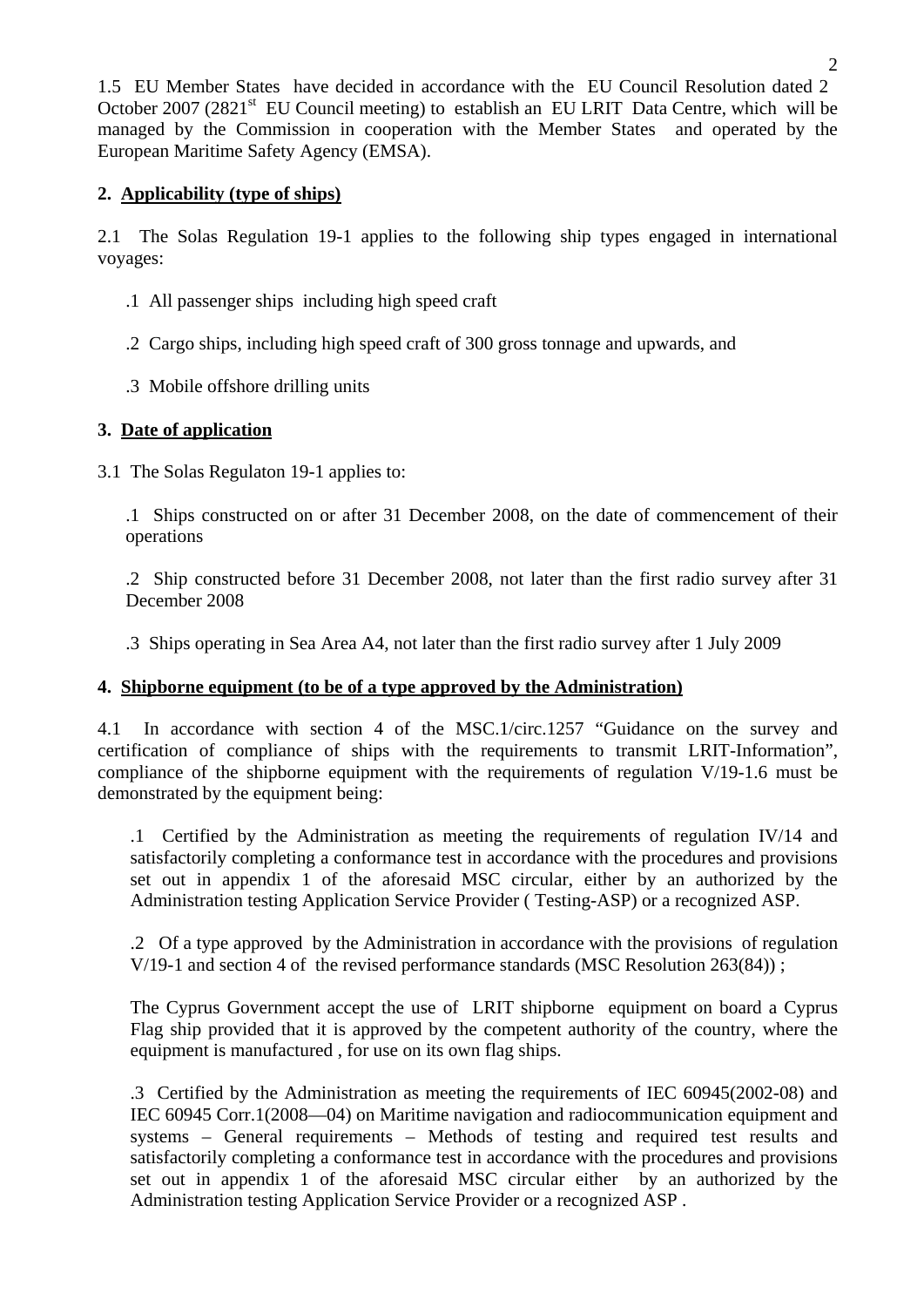1.5 EU Member States have decided in accordance with the EU Council Resolution dated 2 October 2007 (2821[st] EU Council meeting) to establish an EU LRIT Data Centre, which will be managed by the Commission in cooperation with the Member States and operated by the European Maritime Safety Agency (EMSA).

**2. <u>Applicability (type of ships)</u>**

2.1 The Solas Regulation 19-1 applies to the following ship types engaged in international voyages:

.1 All passenger ships including high speed craft

.2 Cargo ships, including high speed craft of 300 gross tonnage and upwards, and

.3 Mobile offshore drilling units

**3. <u>Date of application</u>**

3.1 The Solas Regulaton 19-1 applies to:

.1 Ships constructed on or after 31 December 2008, on the date of commencement of their operations

.2 Ship constructed before 31 December 2008, not later than the first radio survey after 31 December 2008

.3 Ships operating in Sea Area A4, not later than the first radio survey after 1 July 2009

**4. <u>Shipborne equipment (to be of a type approved by the Administration)</u>**

4.1 In accordance with section 4 of the MSC.1/circ.1257 "Guidance on the survey and certification of compliance of ships with the requirements to transmit LRIT-Information", compliance of the shipborne equipment with the requirements of regulation V/19-1.6 must be demonstrated by the equipment being:

.1 Certified by the Administration as meeting the requirements of regulation IV/14 and satisfactorily completing a conformance test in accordance with the procedures and provisions set out in appendix 1 of the aforesaid MSC circular, either by an authorized by the Administration testing Application Service Provider ( Testing-ASP) or a recognized ASP.

.2 Of a type approved by the Administration in accordance with the provisions of regulation V/19-1 and section 4 of the revised performance standards (MSC Resolution 263(84)) ;

The Cyprus Government accept the use of LRIT shipborne equipment on board a Cyprus Flag ship provided that it is approved by the competent authority of the country, where the equipment is manufactured , for use on its own flag ships.

.3 Certified by the Administration as meeting the requirements of IEC 60945(2002-08) and IEC 60945 Corr.1(2008—04) on Maritime navigation and radiocommunication equipment and systems – General requirements – Methods of testing and required test results and satisfactorily completing a conformance test in accordance with the procedures and provisions set out in appendix 1 of the aforesaid MSC circular either by an authorized by the Administration testing Application Service Provider or a recognized ASP .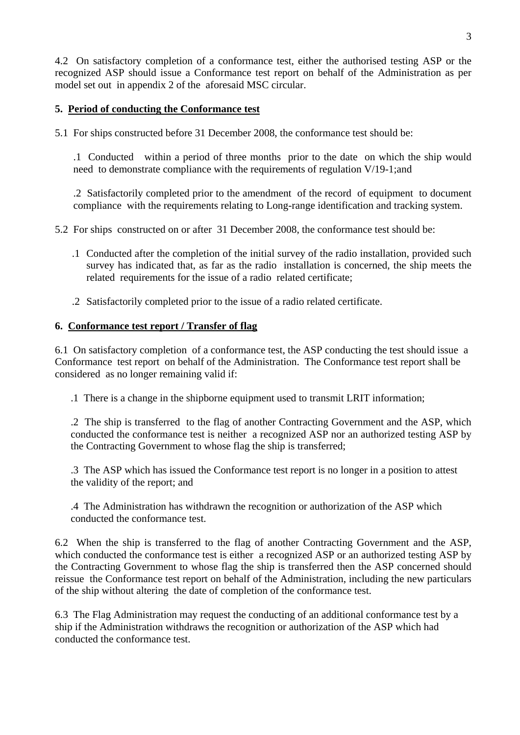4.2 On satisfactory completion of a conformance test, either the authorised testing ASP or the recognized ASP should issue a Conformance test report on behalf of the Administration as per model set out in appendix 2 of the aforesaid MSC circular.

**5. Period of conducting the Conformance test**

5.1 For ships constructed before 31 December 2008, the conformance test should be:

.1 Conducted within a period of three months prior to the date on which the ship would need to demonstrate compliance with the requirements of regulation V/19-1;and

.2 Satisfactorily completed prior to the amendment of the record of equipment to document compliance with the requirements relating to Long-range identification and tracking system.

5.2 For ships constructed on or after 31 December 2008, the conformance test should be:

.1 Conducted after the completion of the initial survey of the radio installation, provided such survey has indicated that, as far as the radio installation is concerned, the ship meets the related requirements for the issue of a radio related certificate;

.2 Satisfactorily completed prior to the issue of a radio related certificate.

**6. Conformance test report / Transfer of flag**

6.1 On satisfactory completion of a conformance test, the ASP conducting the test should issue a Conformance test report on behalf of the Administration. The Conformance test report shall be considered as no longer remaining valid if:

.1 There is a change in the shipborne equipment used to transmit LRIT information;

.2 The ship is transferred to the flag of another Contracting Government and the ASP, which conducted the conformance test is neither a recognized ASP nor an authorized testing ASP by the Contracting Government to whose flag the ship is transferred;

.3 The ASP which has issued the Conformance test report is no longer in a position to attest the validity of the report; and

.4 The Administration has withdrawn the recognition or authorization of the ASP which conducted the conformance test.

6.2 When the ship is transferred to the flag of another Contracting Government and the ASP, which conducted the conformance test is either a recognized ASP or an authorized testing ASP by the Contracting Government to whose flag the ship is transferred then the ASP concerned should reissue the Conformance test report on behalf of the Administration, including the new particulars of the ship without altering the date of completion of the conformance test.

6.3 The Flag Administration may request the conducting of an additional conformance test by a ship if the Administration withdraws the recognition or authorization of the ASP which had conducted the conformance test.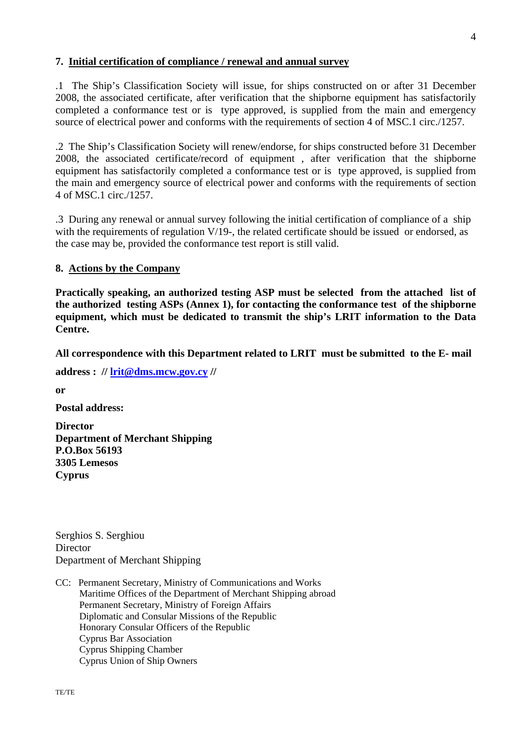## 7. Initial certification of compliance / renewal and annual survey

.1 The Ship's Classification Society will issue, for ships constructed on or after 31 December 2008, the associated certificate, after verification that the shipborne equipment has satisfactorily completed a conformance test or is type approved, is supplied from the main and emergency source of electrical power and conforms with the requirements of section 4 of MSC.1 circ./1257.

.2 The Ship's Classification Society will renew/endorse, for ships constructed before 31 December 2008, the associated certificate/record of equipment , after verification that the shipborne equipment has satisfactorily completed a conformance test or is type approved, is supplied from the main and emergency source of electrical power and conforms with the requirements of section 4 of MSC.1 circ./1257.

.3 During any renewal or annual survey following the initial certification of compliance of a ship with the requirements of regulation V/19-, the related certificate should be issued or endorsed, as the case may be, provided the conformance test report is still valid.

## 8. Actions by the Company

**Practically speaking, an authorized testing ASP must be selected from the attached list of the authorized testing ASPs (Annex 1), for contacting the conformance test of the shipborne equipment, which must be dedicated to transmit the ship's LRIT information to the Data Centre.**

**All correspondence with this Department related to LRIT must be submitted to the E- mail address : // lrit@dms.mcw.gov.cy //**

**or**

**Postal address:**

**Director**
**Department of Merchant Shipping**
**P.O.Box 56193**
**3305 Lemesos**
**Cyprus**

Serghios S. Serghiou
Director
Department of Merchant Shipping

CC: Permanent Secretary, Ministry of Communications and Works
Maritime Offices of the Department of Merchant Shipping abroad
Permanent Secretary, Ministry of Foreign Affairs
Diplomatic and Consular Missions of the Republic
Honorary Consular Officers of the Republic
Cyprus Bar Association
Cyprus Shipping Chamber
Cyprus Union of Ship Owners

TE/TE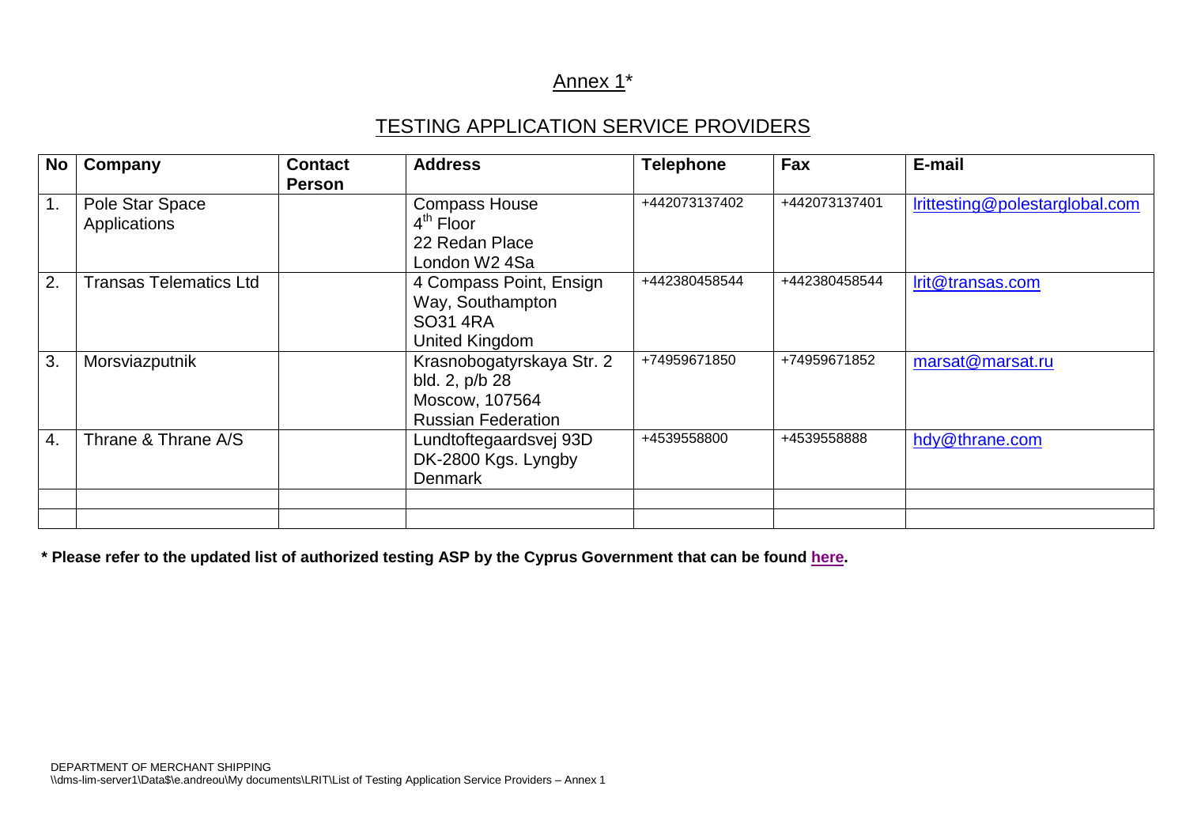# Annex 1*

## TESTING APPLICATION SERVICE PROVIDERS

| No | Company | Contact Person | Address | Telephone | Fax | E-mail |
|---|---|---|---|---|---|---|
| 1. | Pole Star Space Applications | | Compass House<br>4th Floor<br>22 Redan Place<br>London W2 4Sa | +442073137402 | +442073137401 | lrittesting@polestarglobal.com |
| 2. | Transas Telematics Ltd | | 4 Compass Point, Ensign Way, Southampton<br>SO31 4RA<br>United Kingdom | +442380458544 | +442380458544 | lrit@transas.com |
| 3. | Morsviazputnik | | Krasnobogatyrskaya Str. 2 bld. 2, p/b 28<br>Moscow, 107564<br>Russian Federation | +74959671850 | +74959671852 | marsat@marsat.ru |
| 4. | Thrane & Thrane A/S | | Lundtoftegaardsvej 93D<br>DK-2800 Kgs. Lyngby<br>Denmark | +4539558800 | +4539558888 | hdy@thrane.com |
| | | | | | | |
| | | | | | | |

**\* Please refer to the updated list of authorized testing ASP by the Cyprus Government that can be found here.**

DEPARTMENT OF MERCHANT SHIPPING
\\dms-lim-server1\Data$\e.andreou\My documents\LRIT\List of Testing Application Service Providers – Annex 1